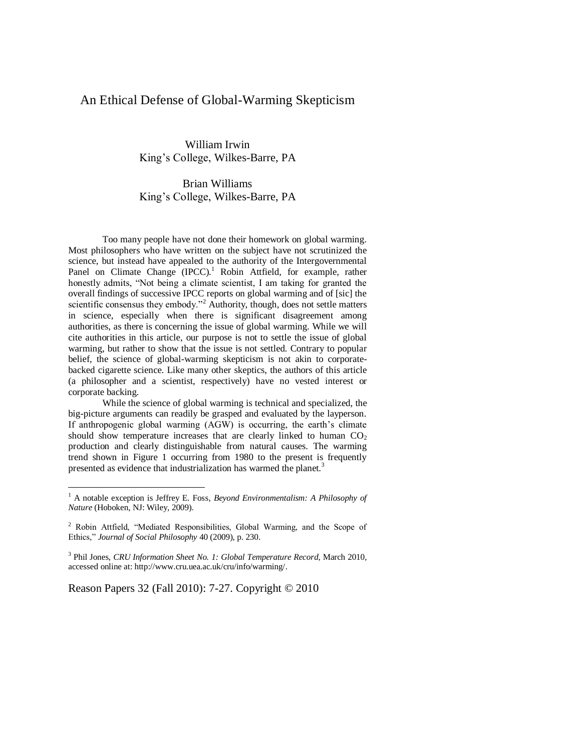# An Ethical Defense of Global-Warming Skepticism

William Irwin
King's College, Wilkes-Barre, PA

Brian Williams
King's College, Wilkes-Barre, PA

Too many people have not done their homework on global warming. Most philosophers who have written on the subject have not scrutinized the science, but instead have appealed to the authority of the Intergovernmental Panel on Climate Change (IPCC).[1] Robin Attfield, for example, rather honestly admits, "Not being a climate scientist, I am taking for granted the overall findings of successive IPCC reports on global warming and of [sic] the scientific consensus they embody."[2] Authority, though, does not settle matters in science, especially when there is significant disagreement among authorities, as there is concerning the issue of global warming. While we will cite authorities in this article, our purpose is not to settle the issue of global warming, but rather to show that the issue is not settled. Contrary to popular belief, the science of global-warming skepticism is not akin to corporate-backed cigarette science. Like many other skeptics, the authors of this article (a philosopher and a scientist, respectively) have no vested interest or corporate backing.

While the science of global warming is technical and specialized, the big-picture arguments can readily be grasped and evaluated by the layperson. If anthropogenic global warming (AGW) is occurring, the earth's climate should show temperature increases that are clearly linked to human $CO_2$ production and clearly distinguishable from natural causes. The warming trend shown in Figure 1 occurring from 1980 to the present is frequently presented as evidence that industrialization has warmed the planet.[3]

---

[1] A notable exception is Jeffrey E. Foss, *Beyond Environmentalism: A Philosophy of Nature* (Hoboken, NJ: Wiley, 2009).

[2] Robin Attfield, "Mediated Responsibilities, Global Warming, and the Scope of Ethics," *Journal of Social Philosophy* 40 (2009), p. 230.

[3] Phil Jones, *CRU Information Sheet No. 1: Global Temperature Record*, March 2010, accessed online at: http://www.cru.uea.ac.uk/cru/info/warming/.

Reason Papers 32 (Fall 2010): 7-27. Copyright © 2010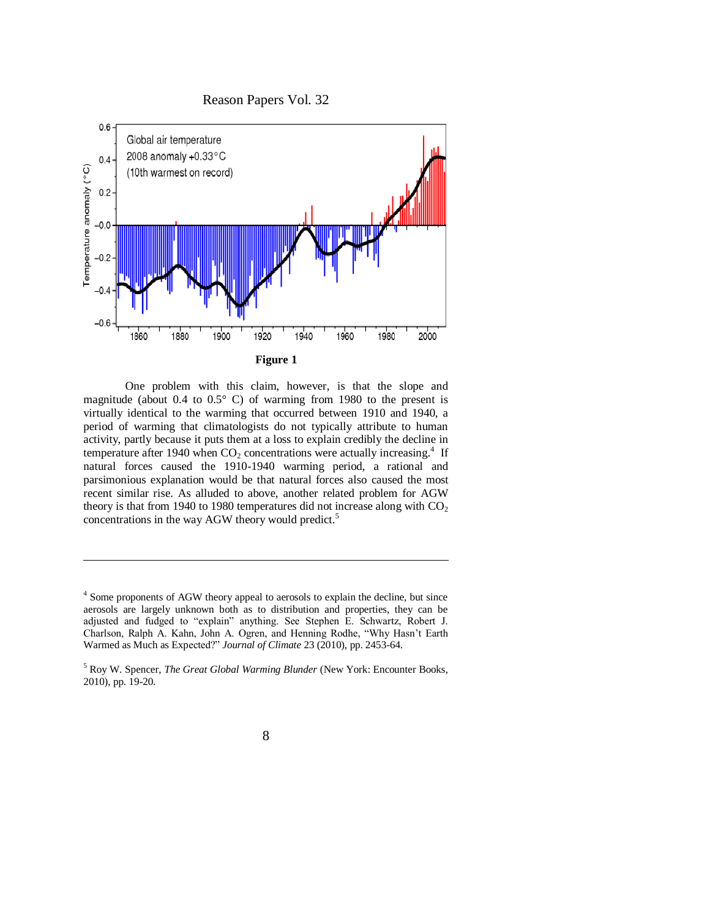**Figure 1**

One problem with this claim, however, is that the slope and magnitude (about 0.4 to 0.5° C) of warming from 1980 to the present is virtually identical to the warming that occurred between 1910 and 1940, a period of warming that climatologists do not typically attribute to human activity, partly because it puts them at a loss to explain credibly the decline in temperature after 1940 when $CO_2$ concentrations were actually increasing.[4] If natural forces caused the 1910-1940 warming period, a rational and parsimonious explanation would be that natural forces also caused the most recent similar rise. As alluded to above, another related problem for AGW theory is that from 1940 to 1980 temperatures did not increase along with $CO_2$ concentrations in the way AGW theory would predict.[5]

---

[4] Some proponents of AGW theory appeal to aerosols to explain the decline, but since aerosols are largely unknown both as to distribution and properties, they can be adjusted and fudged to "explain" anything. See Stephen E. Schwartz, Robert J. Charlson, Ralph A. Kahn, John A. Ogren, and Henning Rodhe, "Why Hasn't Earth Warmed as Much as Expected?" *Journal of Climate* 23 (2010), pp. 2453-64.

[5] Roy W. Spencer, *The Great Global Warming Blunder* (New York: Encounter Books, 2010), pp. 19-20.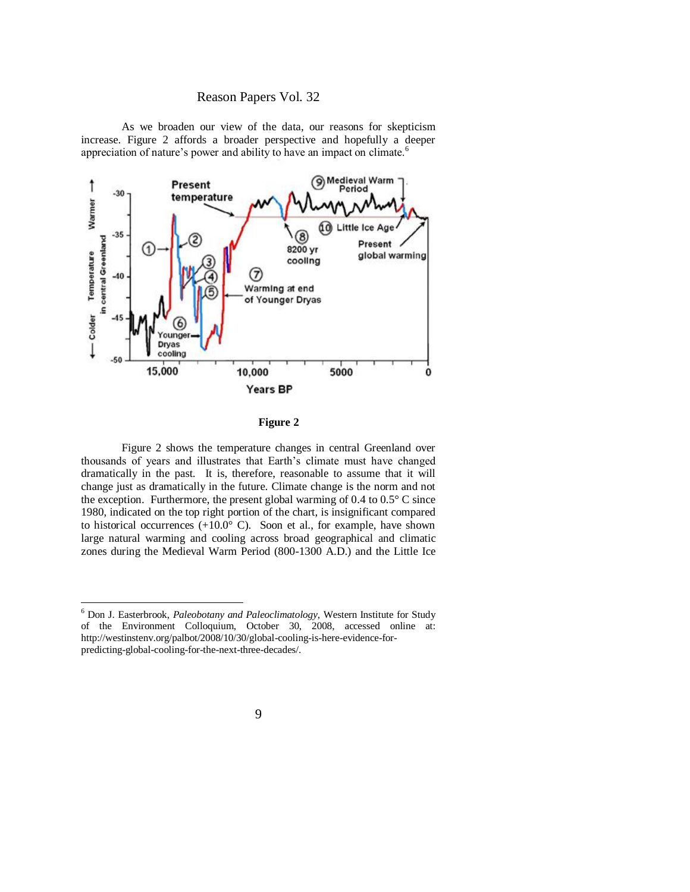As we broaden our view of the data, our reasons for skepticism increase. Figure 2 affords a broader perspective and hopefully a deeper appreciation of nature's power and ability to have an impact on climate.[6]

**Figure 2**

Figure 2 shows the temperature changes in central Greenland over thousands of years and illustrates that Earth's climate must have changed dramatically in the past. It is, therefore, reasonable to assume that it will change just as dramatically in the future. Climate change is the norm and not the exception. Furthermore, the present global warming of 0.4 to 0.5° C since 1980, indicated on the top right portion of the chart, is insignificant compared to historical occurrences (+10.0° C). Soon et al., for example, have shown large natural warming and cooling across broad geographical and climatic zones during the Medieval Warm Period (800-1300 A.D.) and the Little Ice

---

[6] Don J. Easterbrook, *Paleobotany and Paleoclimatology*, Western Institute for Study of the Environment Colloquium, October 30, 2008, accessed online at: http://westinstenv.org/palbot/2008/10/30/global-cooling-is-here-evidence-for-predicting-global-cooling-for-the-next-three-decades/.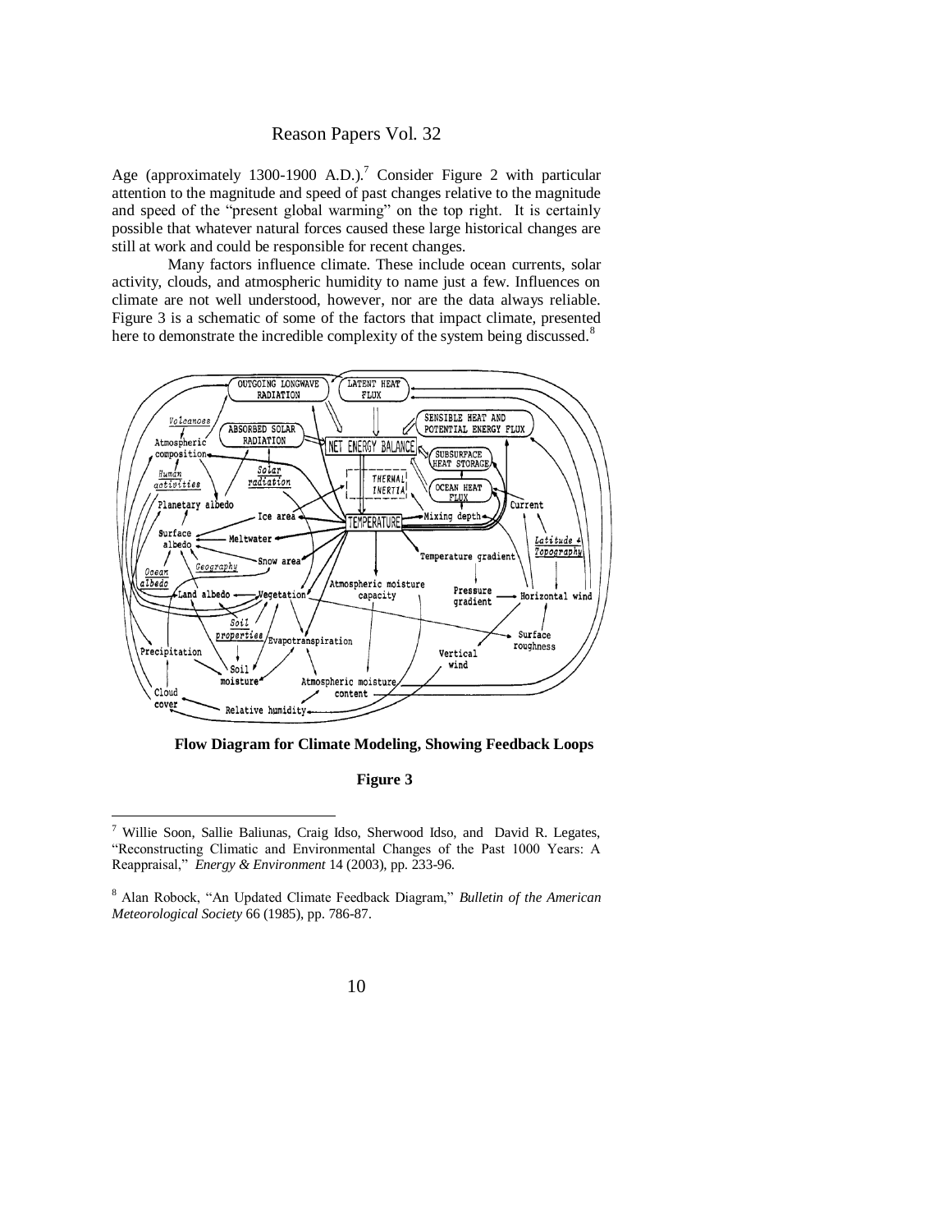Age (approximately 1300-1900 A.D.).[7] Consider Figure 2 with particular attention to the magnitude and speed of past changes relative to the magnitude and speed of the "present global warming" on the top right. It is certainly possible that whatever natural forces caused these large historical changes are still at work and could be responsible for recent changes.

Many factors influence climate. These include ocean currents, solar activity, clouds, and atmospheric humidity to name just a few. Influences on climate are not well understood, however, nor are the data always reliable. Figure 3 is a schematic of some of the factors that impact climate, presented here to demonstrate the incredible complexity of the system being discussed.[8]

**Flow Diagram for Climate Modeling, Showing Feedback Loops**

**Figure 3**

---

[7] Willie Soon, Sallie Baliunas, Craig Idso, Sherwood Idso, and David R. Legates, "Reconstructing Climatic and Environmental Changes of the Past 1000 Years: A Reappraisal," *Energy & Environment* 14 (2003), pp. 233-96.

[8] Alan Robock, "An Updated Climate Feedback Diagram," *Bulletin of the American Meteorological Society* 66 (1985), pp. 786-87.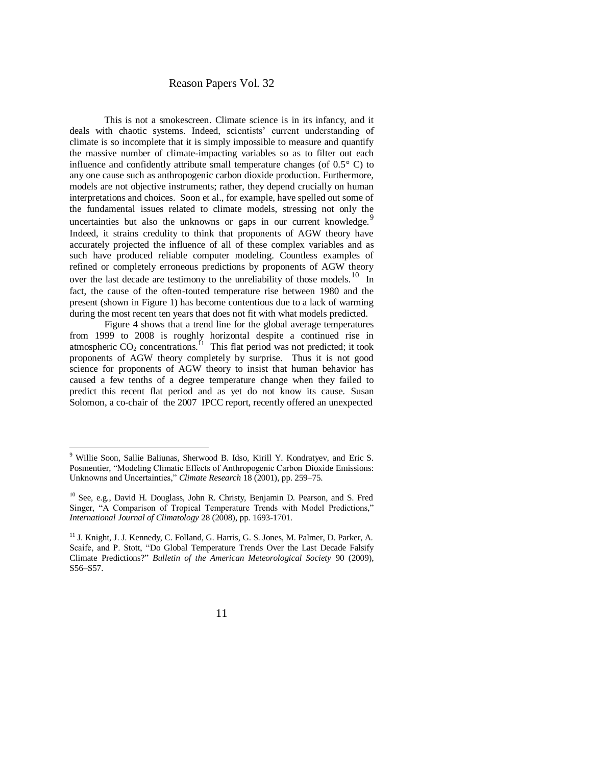This is not a smokescreen. Climate science is in its infancy, and it deals with chaotic systems. Indeed, scientists' current understanding of climate is so incomplete that it is simply impossible to measure and quantify the massive number of climate-impacting variables so as to filter out each influence and confidently attribute small temperature changes (of 0.5° C) to any one cause such as anthropogenic carbon dioxide production. Furthermore, models are not objective instruments; rather, they depend crucially on human interpretations and choices. Soon et al., for example, have spelled out some of the fundamental issues related to climate models, stressing not only the uncertainties but also the unknowns or gaps in our current knowledge.[9] Indeed, it strains credulity to think that proponents of AGW theory have accurately projected the influence of all of these complex variables and as such have produced reliable computer modeling. Countless examples of refined or completely erroneous predictions by proponents of AGW theory over the last decade are testimony to the unreliability of those models.[10] In fact, the cause of the often-touted temperature rise between 1980 and the present (shown in Figure 1) has become contentious due to a lack of warming during the most recent ten years that does not fit with what models predicted.

Figure 4 shows that a trend line for the global average temperatures from 1999 to 2008 is roughly horizontal despite a continued rise in atmospheric $CO_2$ concentrations.[11] This flat period was not predicted; it took proponents of AGW theory completely by surprise. Thus it is not good science for proponents of AGW theory to insist that human behavior has caused a few tenths of a degree temperature change when they failed to predict this recent flat period and as yet do not know its cause. Susan Solomon, a co-chair of the 2007 IPCC report, recently offered an unexpected

---

[9] Willie Soon, Sallie Baliunas, Sherwood B. Idso, Kirill Y. Kondratyev, and Eric S. Posmentier, "Modeling Climatic Effects of Anthropogenic Carbon Dioxide Emissions: Unknowns and Uncertainties," *Climate Research* 18 (2001), pp. 259–75.

[10] See, e.g., David H. Douglass, John R. Christy, Benjamin D. Pearson, and S. Fred Singer, "A Comparison of Tropical Temperature Trends with Model Predictions," *International Journal of Climatology* 28 (2008), pp. 1693-1701.

[11] J. Knight, J. J. Kennedy, C. Folland, G. Harris, G. S. Jones, M. Palmer, D. Parker, A. Scaife, and P. Stott, "Do Global Temperature Trends Over the Last Decade Falsify Climate Predictions?" *Bulletin of the American Meteorological Society* 90 (2009), S56–S57.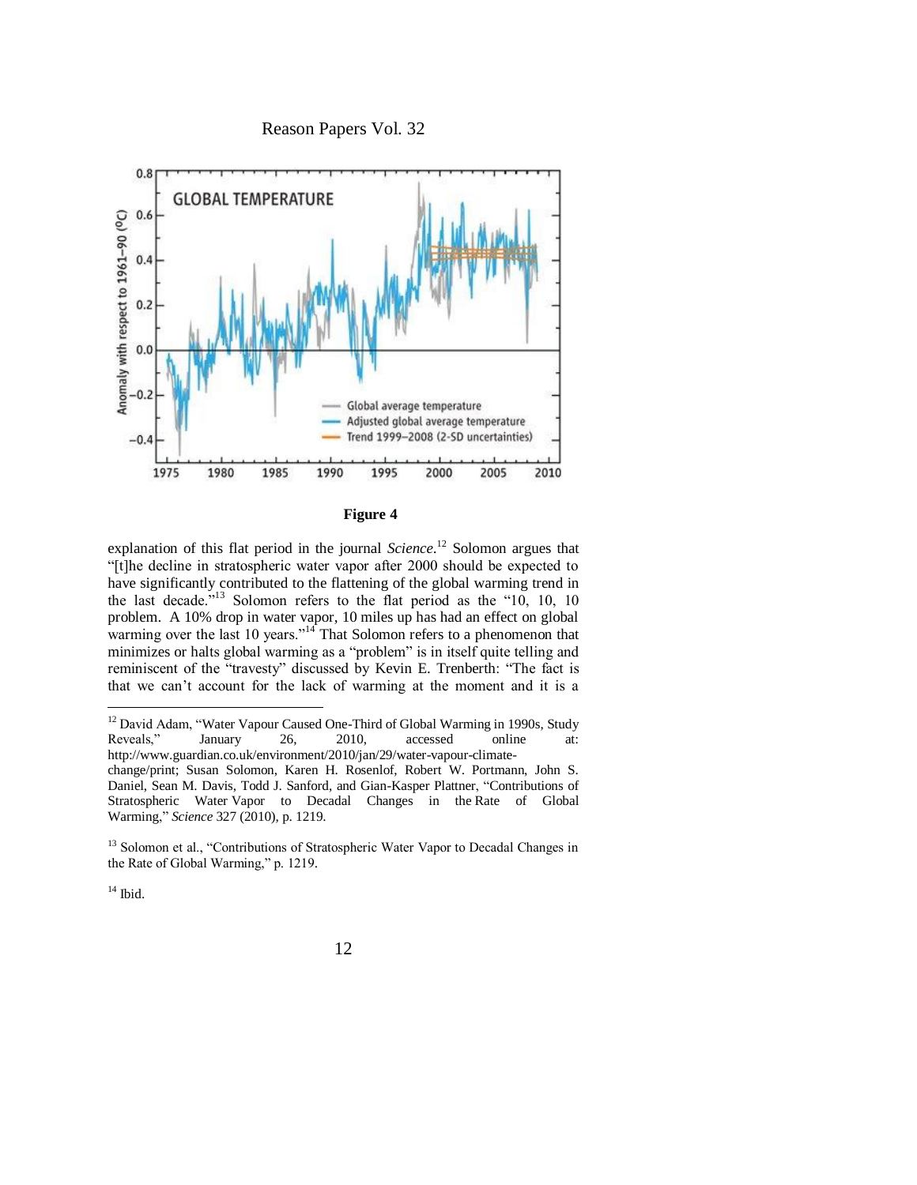**Figure 4**

explanation of this flat period in the journal *Science*.[12] Solomon argues that "[t]he decline in stratospheric water vapor after 2000 should be expected to have significantly contributed to the flattening of the global warming trend in the last decade."[13] Solomon refers to the flat period as the "10, 10, 10 problem. A 10% drop in water vapor, 10 miles up has had an effect on global warming over the last 10 years."[14] That Solomon refers to a phenomenon that minimizes or halts global warming as a "problem" is in itself quite telling and reminiscent of the "travesty" discussed by Kevin E. Trenberth: "The fact is that we can't account for the lack of warming at the moment and it is a

---

[12] David Adam, "Water Vapour Caused One-Third of Global Warming in 1990s, Study Reveals," January 26, 2010, accessed online at: http://www.guardian.co.uk/environment/2010/jan/29/water-vapour-climate-change/print; Susan Solomon, Karen H. Rosenlof, Robert W. Portmann, John S. Daniel, Sean M. Davis, Todd J. Sanford, and Gian-Kasper Plattner, "Contributions of Stratospheric Water Vapor to Decadal Changes in the Rate of Global Warming," *Science* 327 (2010), p. 1219.

[13] Solomon et al., "Contributions of Stratospheric Water Vapor to Decadal Changes in the Rate of Global Warming," p. 1219.

[14] Ibid.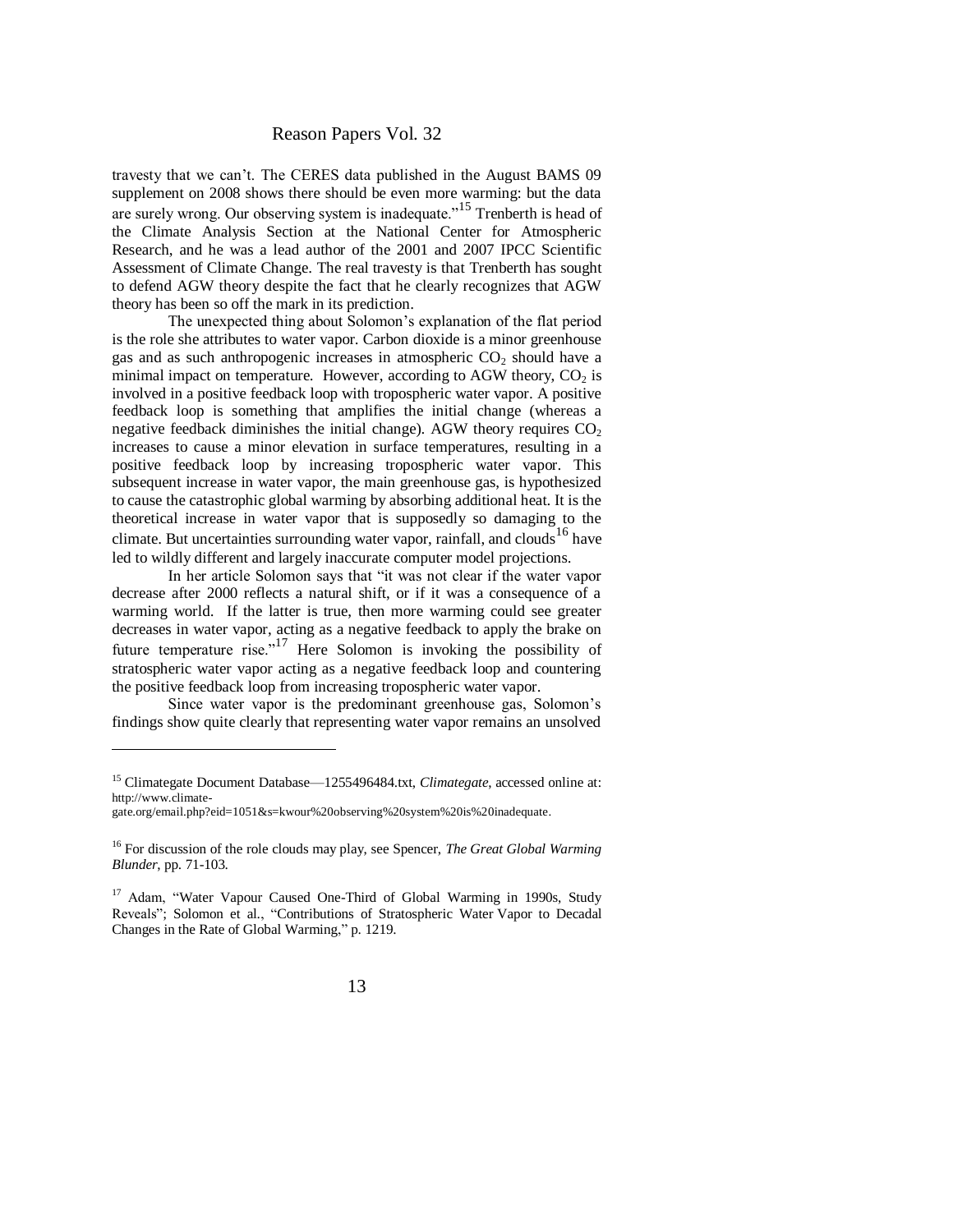travesty that we can't. The CERES data published in the August BAMS 09 supplement on 2008 shows there should be even more warming: but the data are surely wrong. Our observing system is inadequate."[15] Trenberth is head of the Climate Analysis Section at the National Center for Atmospheric Research, and he was a lead author of the 2001 and 2007 IPCC Scientific Assessment of Climate Change. The real travesty is that Trenberth has sought to defend AGW theory despite the fact that he clearly recognizes that AGW theory has been so off the mark in its prediction.

The unexpected thing about Solomon's explanation of the flat period is the role she attributes to water vapor. Carbon dioxide is a minor greenhouse gas and as such anthropogenic increases in atmospheric $CO_2$ should have a minimal impact on temperature. However, according to AGW theory, $CO_2$ is involved in a positive feedback loop with tropospheric water vapor. A positive feedback loop is something that amplifies the initial change (whereas a negative feedback diminishes the initial change). AGW theory requires $CO_2$ increases to cause a minor elevation in surface temperatures, resulting in a positive feedback loop by increasing tropospheric water vapor. This subsequent increase in water vapor, the main greenhouse gas, is hypothesized to cause the catastrophic global warming by absorbing additional heat. It is the theoretical increase in water vapor that is supposedly so damaging to the climate. But uncertainties surrounding water vapor, rainfall, and clouds[16] have led to wildly different and largely inaccurate computer model projections.

In her article Solomon says that "it was not clear if the water vapor decrease after 2000 reflects a natural shift, or if it was a consequence of a warming world. If the latter is true, then more warming could see greater decreases in water vapor, acting as a negative feedback to apply the brake on future temperature rise."[17] Here Solomon is invoking the possibility of stratospheric water vapor acting as a negative feedback loop and countering the positive feedback loop from increasing tropospheric water vapor.

Since water vapor is the predominant greenhouse gas, Solomon's findings show quite clearly that representing water vapor remains an unsolved

---

[15] Climategate Document Database—1255496484.txt, *Climategate*, accessed online at: http://www.climate-gate.org/email.php?eid=1051&s=kwour%20observing%20system%20is%20inadequate.

[16] For discussion of the role clouds may play, see Spencer, *The Great Global Warming Blunder*, pp. 71-103.

[17] Adam, "Water Vapour Caused One-Third of Global Warming in 1990s, Study Reveals"; Solomon et al., "Contributions of Stratospheric Water Vapor to Decadal Changes in the Rate of Global Warming," p. 1219.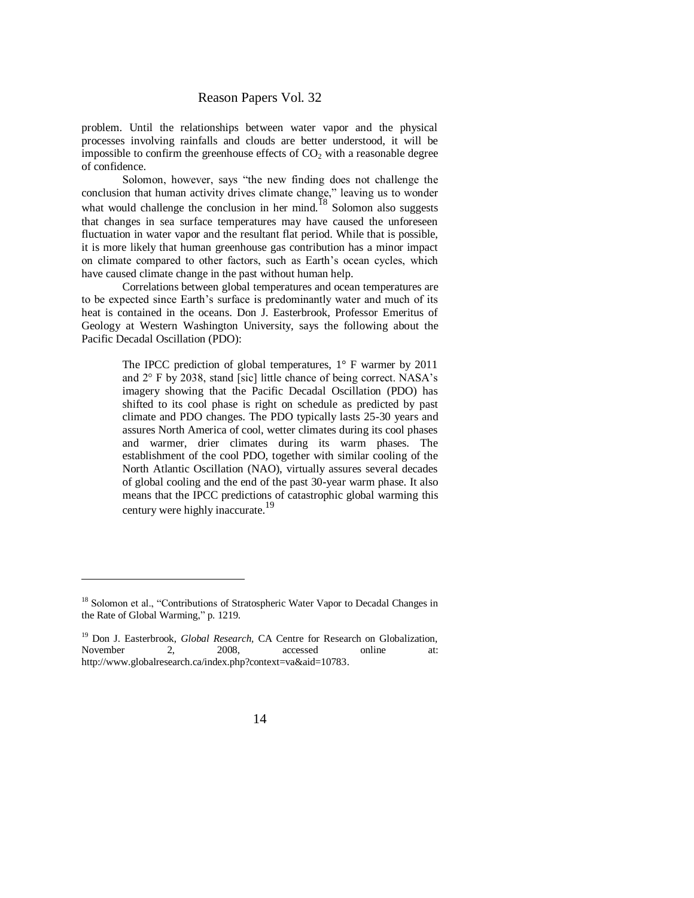problem. Until the relationships between water vapor and the physical processes involving rainfalls and clouds are better understood, it will be impossible to confirm the greenhouse effects of $CO_2$ with a reasonable degree of confidence.

Solomon, however, says "the new finding does not challenge the conclusion that human activity drives climate change," leaving us to wonder what would challenge the conclusion in her mind.[18] Solomon also suggests that changes in sea surface temperatures may have caused the unforeseen fluctuation in water vapor and the resultant flat period. While that is possible, it is more likely that human greenhouse gas contribution has a minor impact on climate compared to other factors, such as Earth's ocean cycles, which have caused climate change in the past without human help.

Correlations between global temperatures and ocean temperatures are to be expected since Earth's surface is predominantly water and much of its heat is contained in the oceans. Don J. Easterbrook, Professor Emeritus of Geology at Western Washington University, says the following about the Pacific Decadal Oscillation (PDO):

> The IPCC prediction of global temperatures, 1° F warmer by 2011 and 2° F by 2038, stand [sic] little chance of being correct. NASA's imagery showing that the Pacific Decadal Oscillation (PDO) has shifted to its cool phase is right on schedule as predicted by past climate and PDO changes. The PDO typically lasts 25-30 years and assures North America of cool, wetter climates during its cool phases and warmer, drier climates during its warm phases. The establishment of the cool PDO, together with similar cooling of the North Atlantic Oscillation (NAO), virtually assures several decades of global cooling and the end of the past 30-year warm phase. It also means that the IPCC predictions of catastrophic global warming this century were highly inaccurate.[19]

---

[18] Solomon et al., "Contributions of Stratospheric Water Vapor to Decadal Changes in the Rate of Global Warming," p. 1219.

[19] Don J. Easterbrook, *Global Research*, CA Centre for Research on Globalization, November 2, 2008, accessed online at: http://www.globalresearch.ca/index.php?context=va&aid=10783.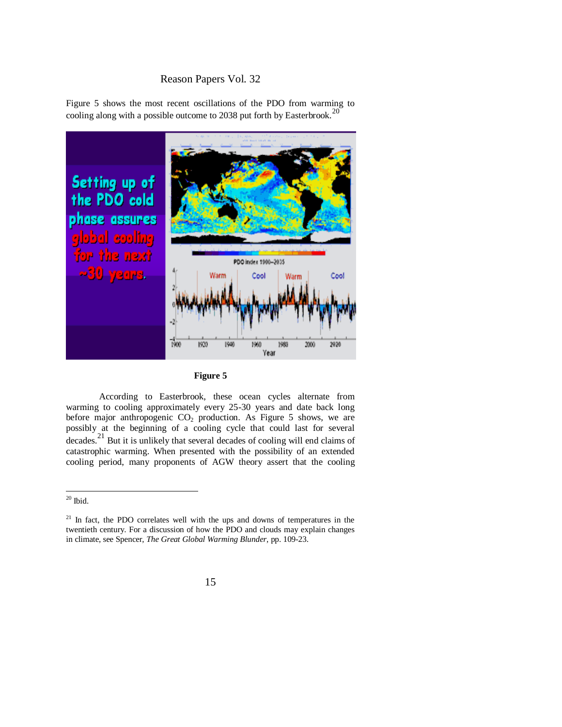Figure 5 shows the most recent oscillations of the PDO from warming to cooling along with a possible outcome to 2038 put forth by Easterbrook.[20]

**Figure 5**

According to Easterbrook, these ocean cycles alternate from warming to cooling approximately every 25-30 years and date back long before major anthropogenic $CO_2$ production. As Figure 5 shows, we are possibly at the beginning of a cooling cycle that could last for several decades.[21] But it is unlikely that several decades of cooling will end claims of catastrophic warming. When presented with the possibility of an extended cooling period, many proponents of AGW theory assert that the cooling

---

[20] Ibid.

[21] In fact, the PDO correlates well with the ups and downs of temperatures in the twentieth century. For a discussion of how the PDO and clouds may explain changes in climate, see Spencer, *The Great Global Warming Blunder*, pp. 109-23.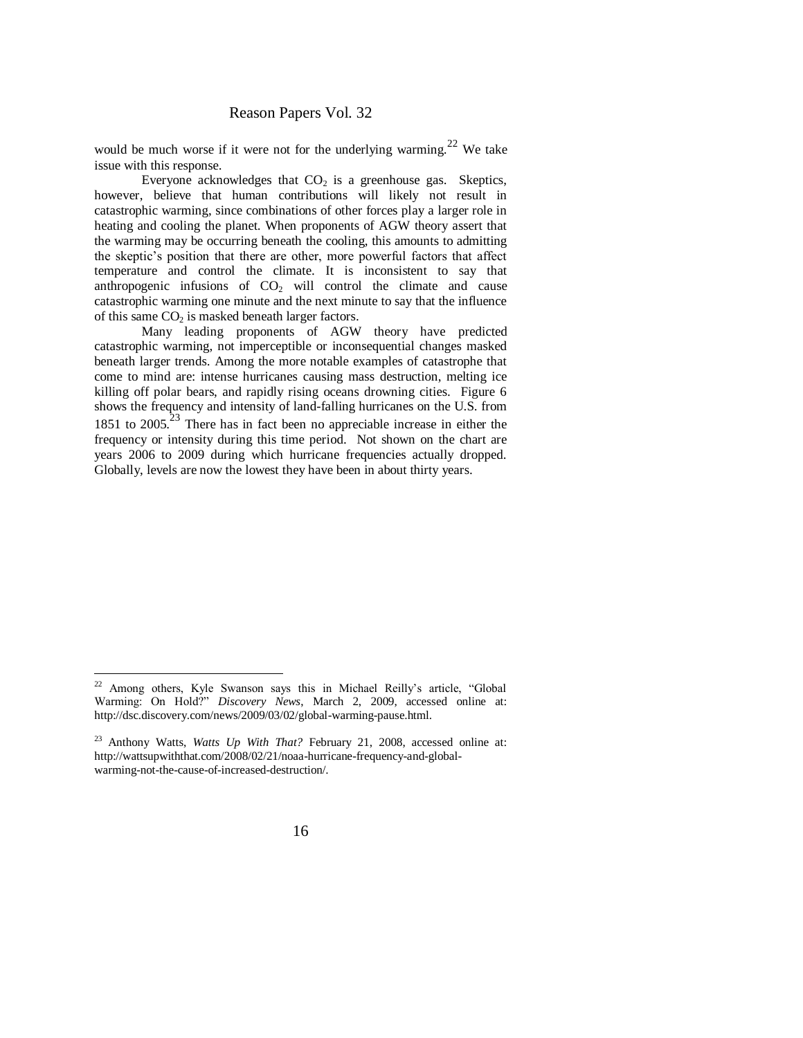would be much worse if it were not for the underlying warming.[22] We take issue with this response.

Everyone acknowledges that $CO_2$ is a greenhouse gas. Skeptics, however, believe that human contributions will likely not result in catastrophic warming, since combinations of other forces play a larger role in heating and cooling the planet. When proponents of AGW theory assert that the warming may be occurring beneath the cooling, this amounts to admitting the skeptic's position that there are other, more powerful factors that affect temperature and control the climate. It is inconsistent to say that anthropogenic infusions of $CO_2$ will control the climate and cause catastrophic warming one minute and the next minute to say that the influence of this same $CO_2$ is masked beneath larger factors.

Many leading proponents of AGW theory have predicted catastrophic warming, not imperceptible or inconsequential changes masked beneath larger trends. Among the more notable examples of catastrophe that come to mind are: intense hurricanes causing mass destruction, melting ice killing off polar bears, and rapidly rising oceans drowning cities. Figure 6 shows the frequency and intensity of land-falling hurricanes on the U.S. from 1851 to 2005.[23] There has in fact been no appreciable increase in either the frequency or intensity during this time period. Not shown on the chart are years 2006 to 2009 during which hurricane frequencies actually dropped. Globally, levels are now the lowest they have been in about thirty years.

---

[22] Among others, Kyle Swanson says this in Michael Reilly's article, "Global Warming: On Hold?" *Discovery News*, March 2, 2009, accessed online at: http://dsc.discovery.com/news/2009/03/02/global-warming-pause.html.

[23] Anthony Watts, *Watts Up With That?* February 21, 2008, accessed online at: http://wattsupwiththat.com/2008/02/21/noaa-hurricane-frequency-and-global-warming-not-the-cause-of-increased-destruction/.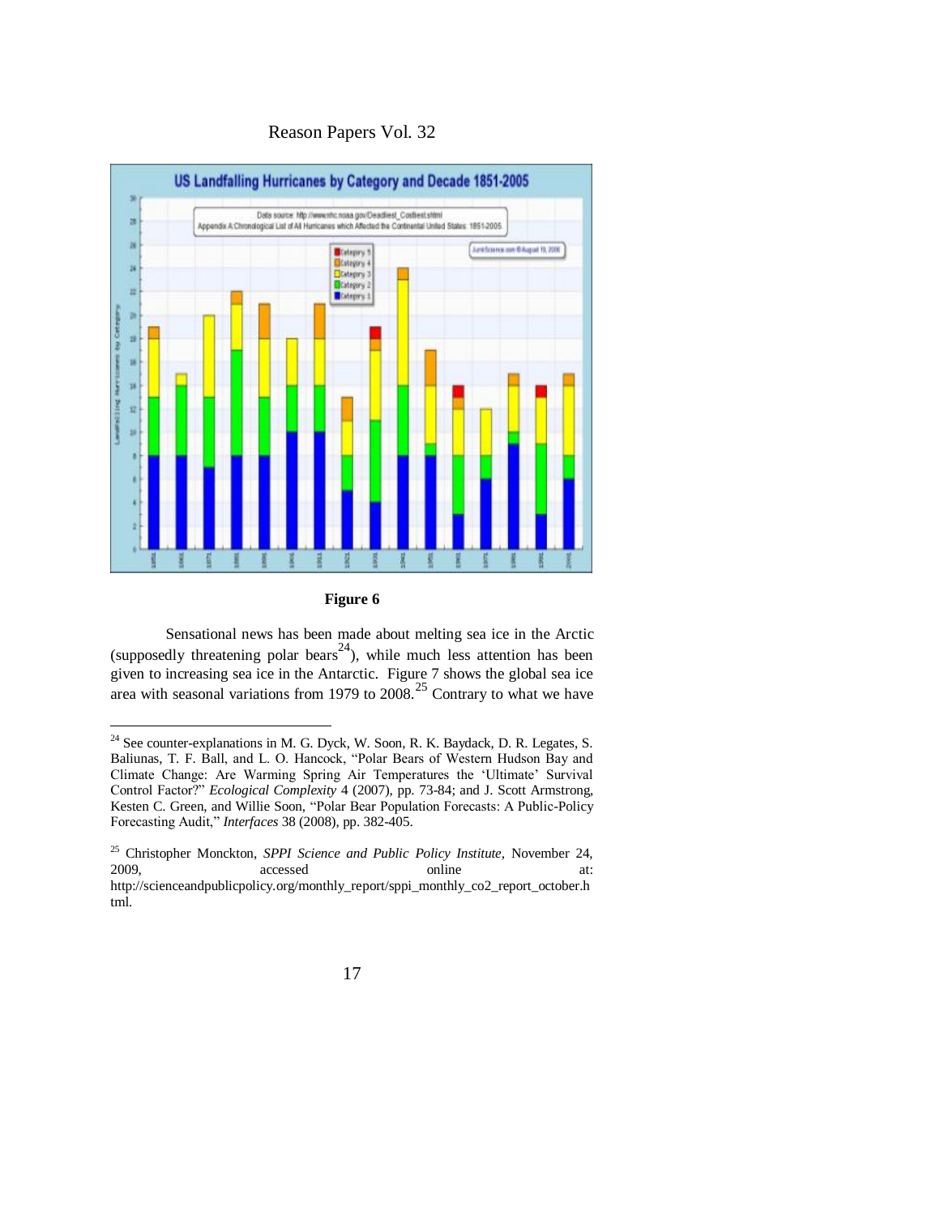**Figure 6**

Sensational news has been made about melting sea ice in the Arctic (supposedly threatening polar bears[24]), while much less attention has been given to increasing sea ice in the Antarctic. Figure 7 shows the global sea ice area with seasonal variations from 1979 to 2008.[25] Contrary to what we have

---

[24] See counter-explanations in M. G. Dyck, W. Soon, R. K. Baydack, D. R. Legates, S. Baliunas, T. F. Ball, and L. O. Hancock, "Polar Bears of Western Hudson Bay and Climate Change: Are Warming Spring Air Temperatures the 'Ultimate' Survival Control Factor?" *Ecological Complexity* 4 (2007), pp. 73-84; and J. Scott Armstrong, Kesten C. Green, and Willie Soon, "Polar Bear Population Forecasts: A Public-Policy Forecasting Audit," *Interfaces* 38 (2008), pp. 382-405.

[25] Christopher Monckton, *SPPI Science and Public Policy Institute*, November 24, 2009, accessed online at: http://scienceandpublicpolicy.org/monthly_report/sppi_monthly_co2_report_october.html.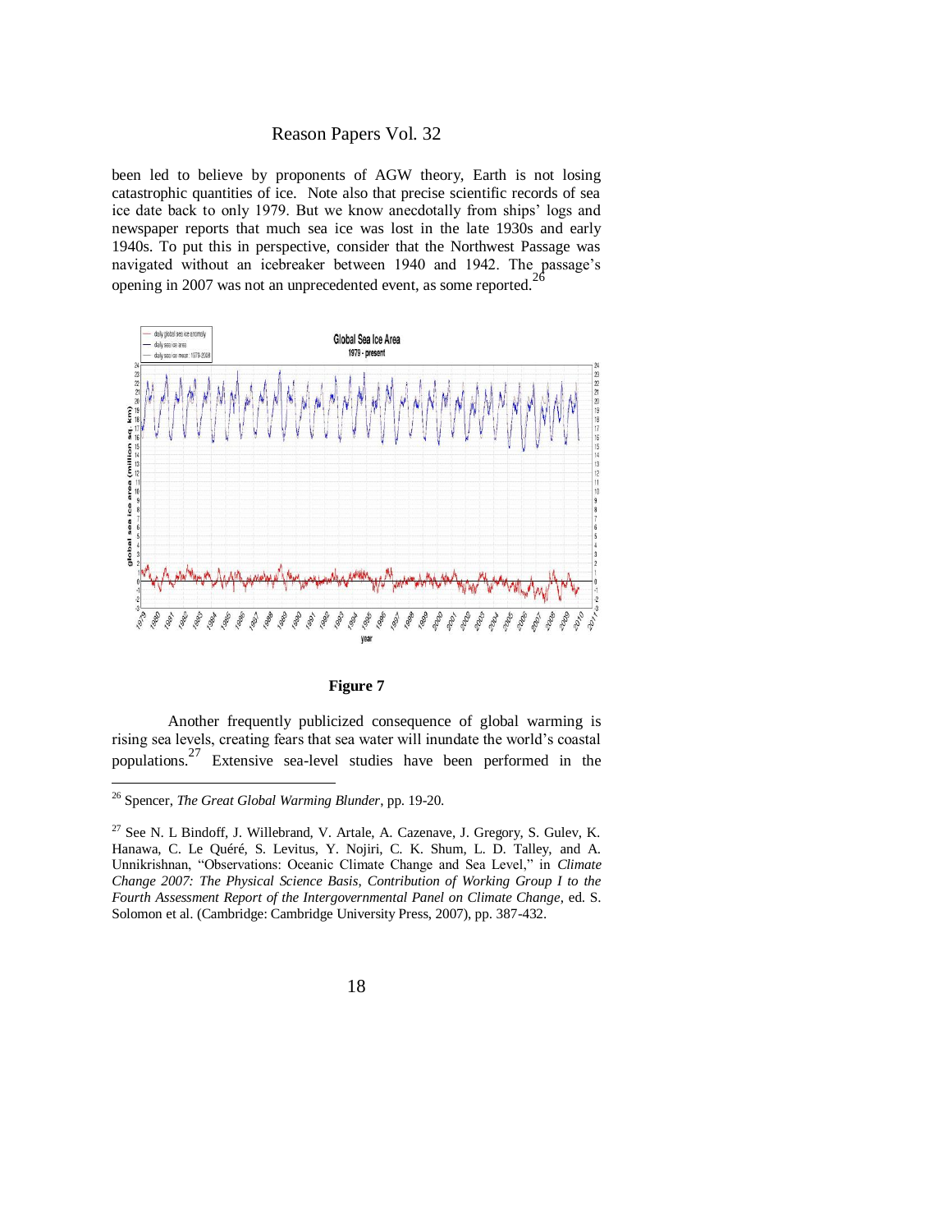been led to believe by proponents of AGW theory, Earth is not losing catastrophic quantities of ice. Note also that precise scientific records of sea ice date back to only 1979. But we know anecdotally from ships' logs and newspaper reports that much sea ice was lost in the late 1930s and early 1940s. To put this in perspective, consider that the Northwest Passage was navigated without an icebreaker between 1940 and 1942. The passage's opening in 2007 was not an unprecedented event, as some reported.[26]

**Figure 7**

Another frequently publicized consequence of global warming is rising sea levels, creating fears that sea water will inundate the world's coastal populations.[27] Extensive sea-level studies have been performed in the

---

[26] Spencer, *The Great Global Warming Blunder*, pp. 19-20.

[27] See N. L Bindoff, J. Willebrand, V. Artale, A. Cazenave, J. Gregory, S. Gulev, K. Hanawa, C. Le Quéré, S. Levitus, Y. Nojiri, C. K. Shum, L. D. Talley, and A. Unnikrishnan, "Observations: Oceanic Climate Change and Sea Level," in *Climate Change 2007: The Physical Science Basis, Contribution of Working Group I to the Fourth Assessment Report of the Intergovernmental Panel on Climate Change*, ed. S. Solomon et al. (Cambridge: Cambridge University Press, 2007), pp. 387-432.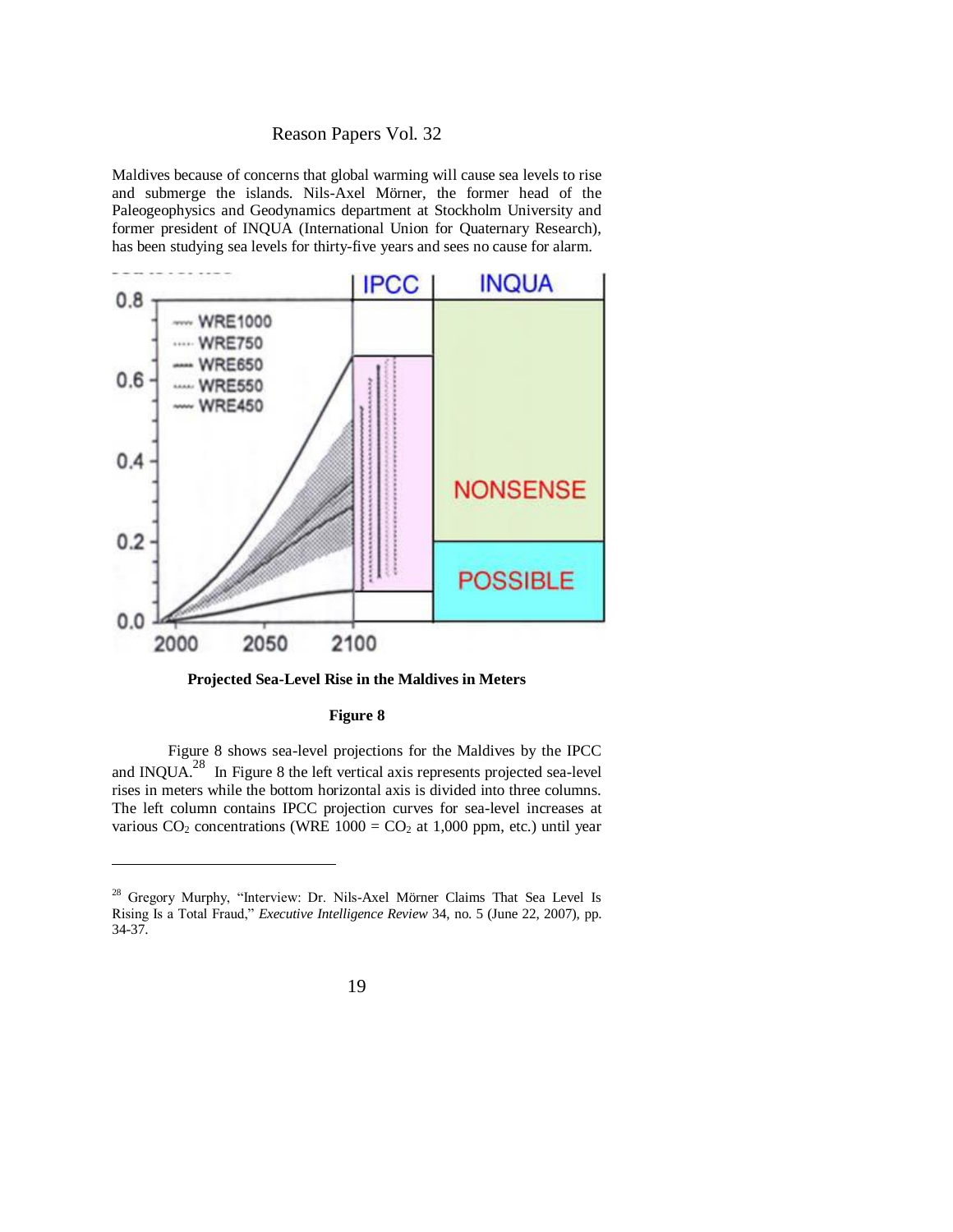Maldives because of concerns that global warming will cause sea levels to rise and submerge the islands. Nils-Axel Mörner, the former head of the Paleogeophysics and Geodynamics department at Stockholm University and former president of INQUA (International Union for Quaternary Research), has been studying sea levels for thirty-five years and sees no cause for alarm.

**Projected Sea-Level Rise in the Maldives in Meters**

**Figure 8**

Figure 8 shows sea-level projections for the Maldives by the IPCC and INQUA.[28] In Figure 8 the left vertical axis represents projected sea-level rises in meters while the bottom horizontal axis is divided into three columns. The left column contains IPCC projection curves for sea-level increases at various $CO_2$ concentrations (WRE 1000 = $CO_2$ at 1,000 ppm, etc.) until year

---

[28] Gregory Murphy, "Interview: Dr. Nils-Axel Mörner Claims That Sea Level Is Rising Is a Total Fraud," *Executive Intelligence Review* 34, no. 5 (June 22, 2007), pp. 34-37.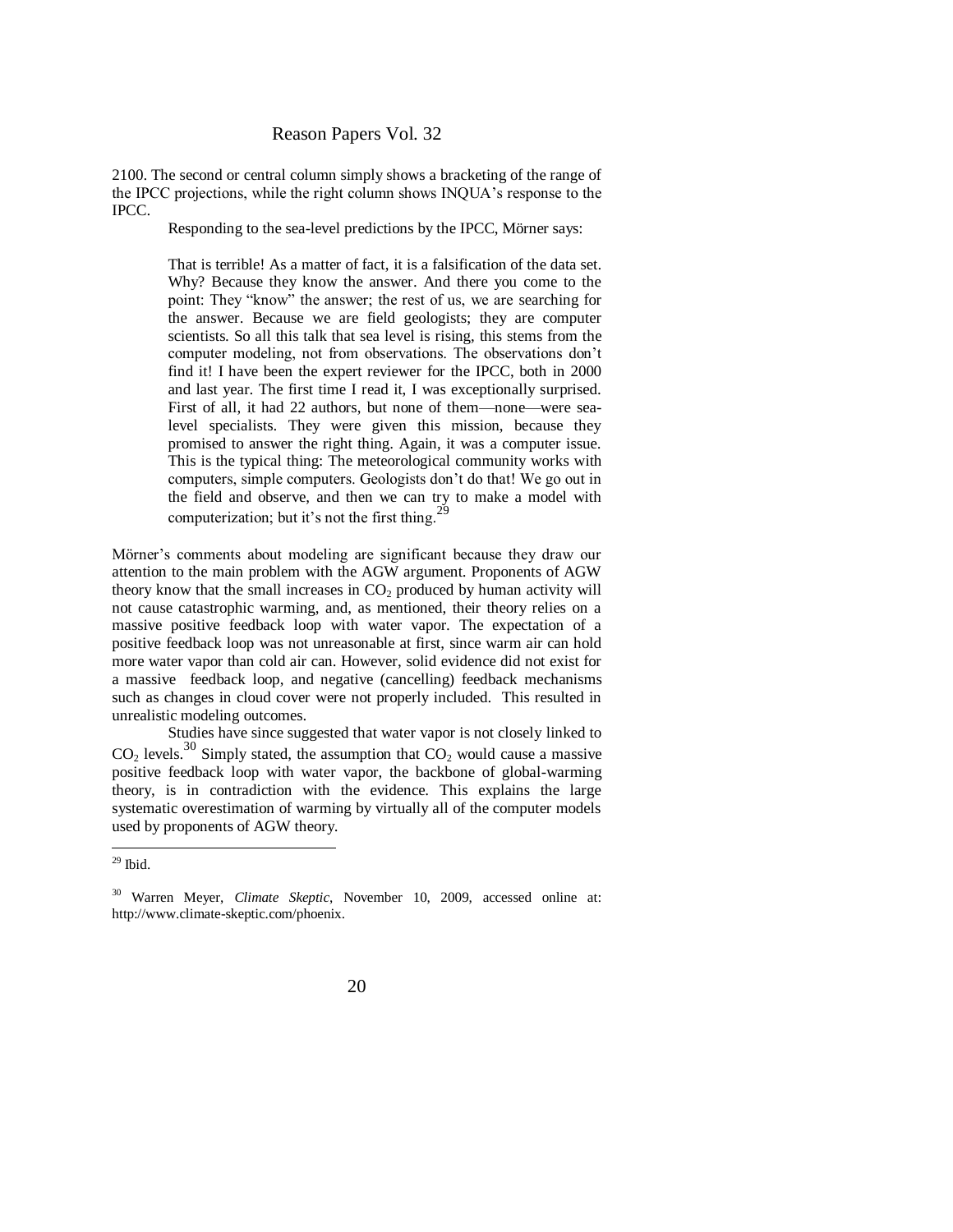2100. The second or central column simply shows a bracketing of the range of the IPCC projections, while the right column shows INQUA's response to the IPCC.

Responding to the sea-level predictions by the IPCC, Mörner says:

> That is terrible! As a matter of fact, it is a falsification of the data set. Why? Because they know the answer. And there you come to the point: They "know" the answer; the rest of us, we are searching for the answer. Because we are field geologists; they are computer scientists. So all this talk that sea level is rising, this stems from the computer modeling, not from observations. The observations don't find it! I have been the expert reviewer for the IPCC, both in 2000 and last year. The first time I read it, I was exceptionally surprised. First of all, it had 22 authors, but none of them—none—were sea-level specialists. They were given this mission, because they promised to answer the right thing. Again, it was a computer issue. This is the typical thing: The meteorological community works with computers, simple computers. Geologists don't do that! We go out in the field and observe, and then we can try to make a model with computerization; but it's not the first thing.[29]

Mörner's comments about modeling are significant because they draw our attention to the main problem with the AGW argument. Proponents of AGW theory know that the small increases in $CO_2$ produced by human activity will not cause catastrophic warming, and, as mentioned, their theory relies on a massive positive feedback loop with water vapor. The expectation of a positive feedback loop was not unreasonable at first, since warm air can hold more water vapor than cold air can. However, solid evidence did not exist for a massive feedback loop, and negative (cancelling) feedback mechanisms such as changes in cloud cover were not properly included. This resulted in unrealistic modeling outcomes.

Studies have since suggested that water vapor is not closely linked to $CO_2$ levels.[30] Simply stated, the assumption that $CO_2$ would cause a massive positive feedback loop with water vapor, the backbone of global-warming theory, is in contradiction with the evidence. This explains the large systematic overestimation of warming by virtually all of the computer models used by proponents of AGW theory.

---

[29] Ibid.

[30] Warren Meyer, *Climate Skeptic*, November 10, 2009, accessed online at: http://www.climate-skeptic.com/phoenix.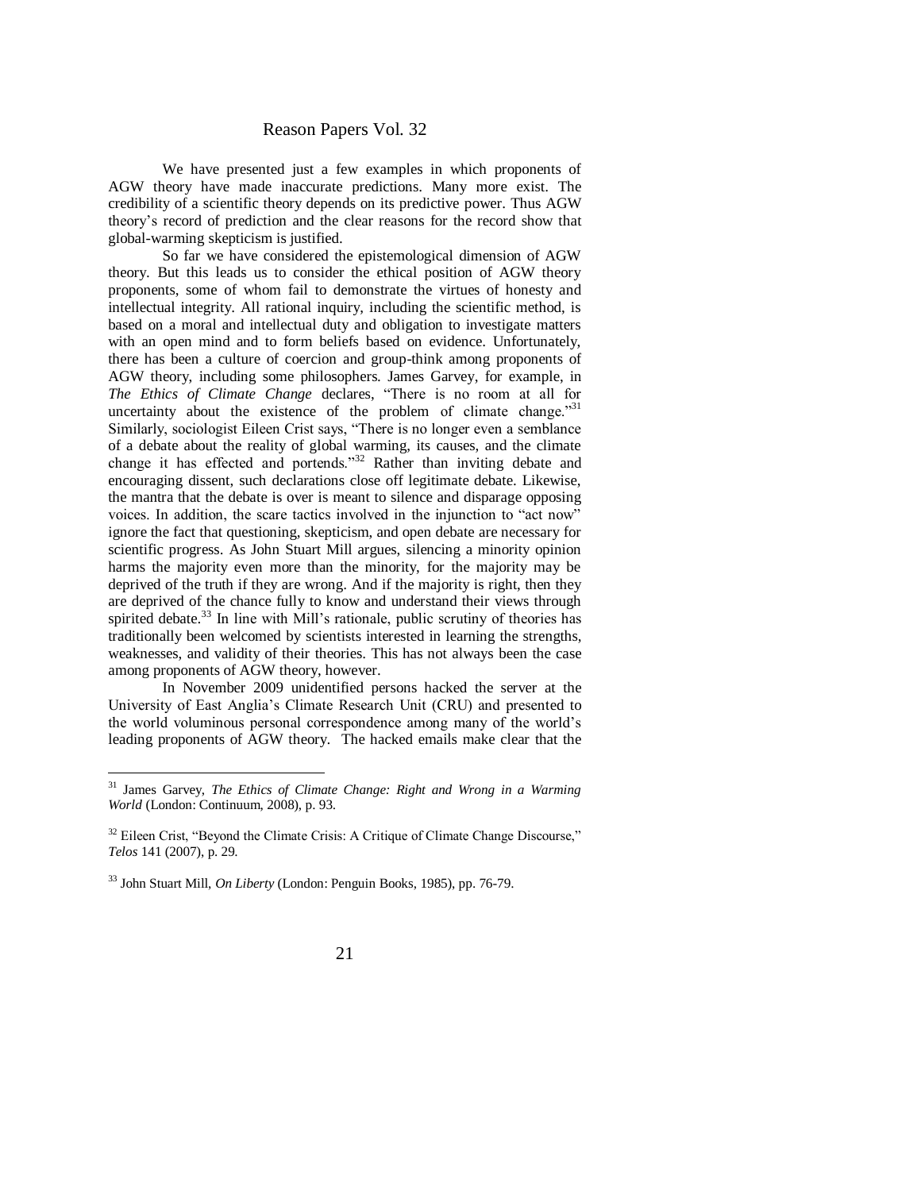We have presented just a few examples in which proponents of AGW theory have made inaccurate predictions. Many more exist. The credibility of a scientific theory depends on its predictive power. Thus AGW theory's record of prediction and the clear reasons for the record show that global-warming skepticism is justified.

So far we have considered the epistemological dimension of AGW theory. But this leads us to consider the ethical position of AGW theory proponents, some of whom fail to demonstrate the virtues of honesty and intellectual integrity. All rational inquiry, including the scientific method, is based on a moral and intellectual duty and obligation to investigate matters with an open mind and to form beliefs based on evidence. Unfortunately, there has been a culture of coercion and group-think among proponents of AGW theory, including some philosophers. James Garvey, for example, in *The Ethics of Climate Change* declares, "There is no room at all for uncertainty about the existence of the problem of climate change."[31] Similarly, sociologist Eileen Crist says, "There is no longer even a semblance of a debate about the reality of global warming, its causes, and the climate change it has effected and portends."[32] Rather than inviting debate and encouraging dissent, such declarations close off legitimate debate. Likewise, the mantra that the debate is over is meant to silence and disparage opposing voices. In addition, the scare tactics involved in the injunction to "act now" ignore the fact that questioning, skepticism, and open debate are necessary for scientific progress. As John Stuart Mill argues, silencing a minority opinion harms the majority even more than the minority, for the majority may be deprived of the truth if they are wrong. And if the majority is right, then they are deprived of the chance fully to know and understand their views through spirited debate.[33] In line with Mill's rationale, public scrutiny of theories has traditionally been welcomed by scientists interested in learning the strengths, weaknesses, and validity of their theories. This has not always been the case among proponents of AGW theory, however.

In November 2009 unidentified persons hacked the server at the University of East Anglia's Climate Research Unit (CRU) and presented to the world voluminous personal correspondence among many of the world's leading proponents of AGW theory. The hacked emails make clear that the

---

[31] James Garvey, *The Ethics of Climate Change: Right and Wrong in a Warming World* (London: Continuum, 2008), p. 93.

[32] Eileen Crist, "Beyond the Climate Crisis: A Critique of Climate Change Discourse," *Telos* 141 (2007), p. 29.

[33] John Stuart Mill, *On Liberty* (London: Penguin Books, 1985), pp. 76-79.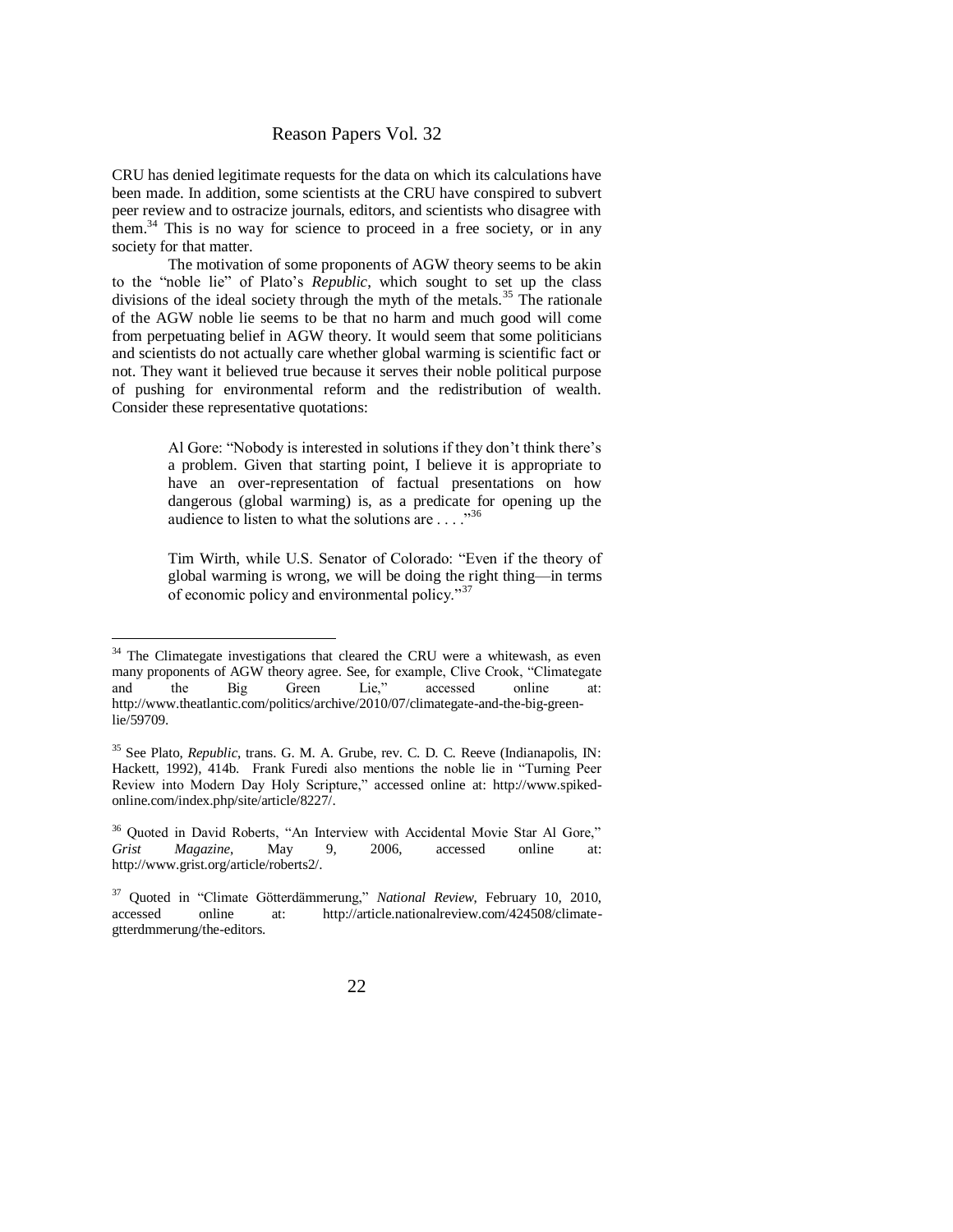CRU has denied legitimate requests for the data on which its calculations have been made. In addition, some scientists at the CRU have conspired to subvert peer review and to ostracize journals, editors, and scientists who disagree with them.[34] This is no way for science to proceed in a free society, or in any society for that matter.

The motivation of some proponents of AGW theory seems to be akin to the "noble lie" of Plato's *Republic*, which sought to set up the class divisions of the ideal society through the myth of the metals.[35] The rationale of the AGW noble lie seems to be that no harm and much good will come from perpetuating belief in AGW theory. It would seem that some politicians and scientists do not actually care whether global warming is scientific fact or not. They want it believed true because it serves their noble political purpose of pushing for environmental reform and the redistribution of wealth. Consider these representative quotations:

> Al Gore: "Nobody is interested in solutions if they don't think there's a problem. Given that starting point, I believe it is appropriate to have an over-representation of factual presentations on how dangerous (global warming) is, as a predicate for opening up the audience to listen to what the solutions are . . . ."[36]

> Tim Wirth, while U.S. Senator of Colorado: "Even if the theory of global warming is wrong, we will be doing the right thing—in terms of economic policy and environmental policy."[37]

---

[34] The Climategate investigations that cleared the CRU were a whitewash, as even many proponents of AGW theory agree. See, for example, Clive Crook, "Climategate and the Big Green Lie," accessed online at: http://www.theatlantic.com/politics/archive/2010/07/climategate-and-the-big-green-lie/59709.

[35] See Plato, *Republic*, trans. G. M. A. Grube, rev. C. D. C. Reeve (Indianapolis, IN: Hackett, 1992), 414b. Frank Furedi also mentions the noble lie in "Turning Peer Review into Modern Day Holy Scripture," accessed online at: http://www.spiked-online.com/index.php/site/article/8227/.

[36] Quoted in David Roberts, "An Interview with Accidental Movie Star Al Gore," *Grist Magazine*, May 9, 2006, accessed online at: http://www.grist.org/article/roberts2/.

[37] Quoted in "Climate Götterdämmerung," *National Review*, February 10, 2010, accessed online at: http://article.nationalreview.com/424508/climate-gtterdmmerung/the-editors.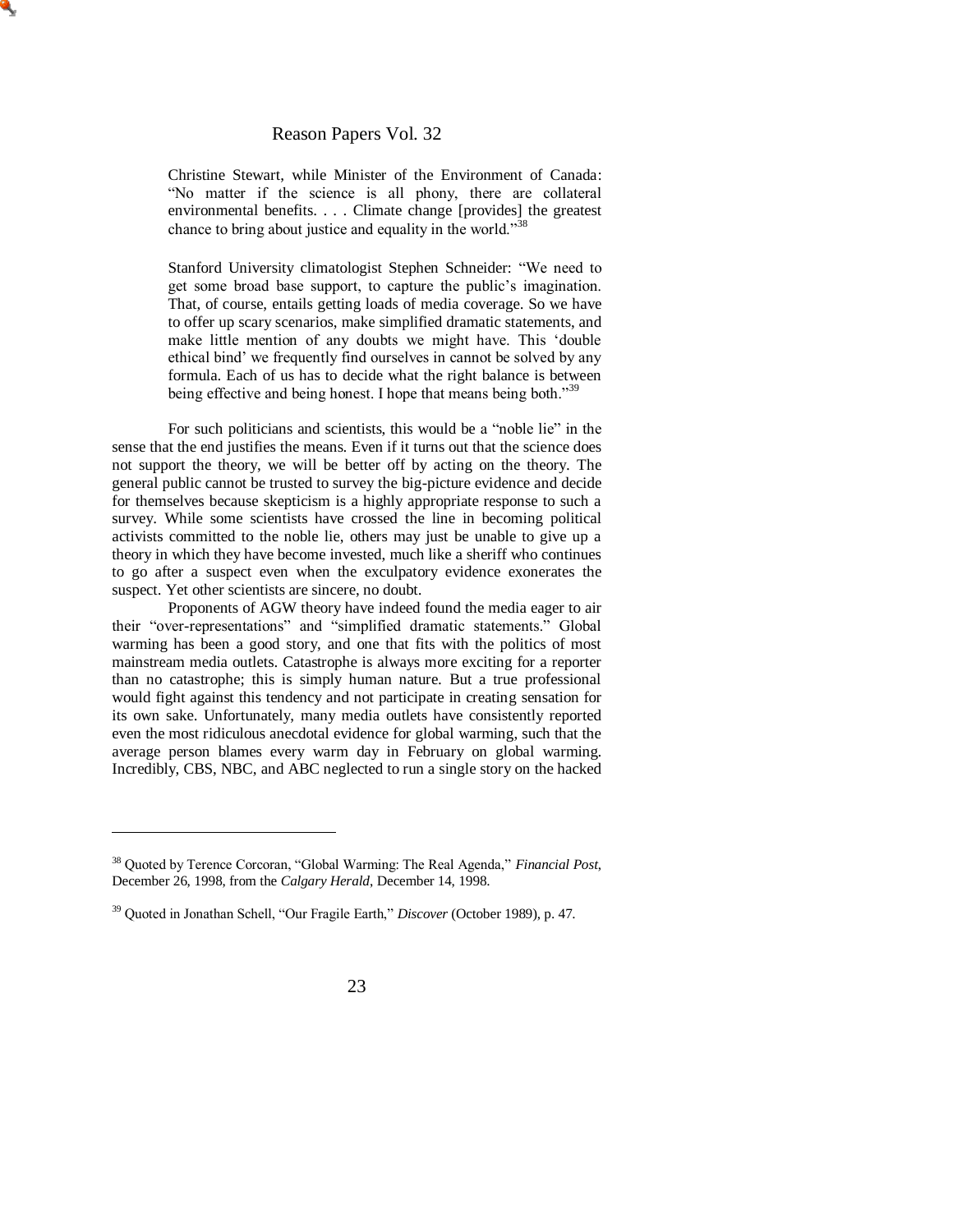> Christine Stewart, while Minister of the Environment of Canada: "No matter if the science is all phony, there are collateral environmental benefits. . . . Climate change [provides] the greatest chance to bring about justice and equality in the world."[38]

> Stanford University climatologist Stephen Schneider: "We need to get some broad base support, to capture the public's imagination. That, of course, entails getting loads of media coverage. So we have to offer up scary scenarios, make simplified dramatic statements, and make little mention of any doubts we might have. This 'double ethical bind' we frequently find ourselves in cannot be solved by any formula. Each of us has to decide what the right balance is between being effective and being honest. I hope that means being both."[39]

For such politicians and scientists, this would be a "noble lie" in the sense that the end justifies the means. Even if it turns out that the science does not support the theory, we will be better off by acting on the theory. The general public cannot be trusted to survey the big-picture evidence and decide for themselves because skepticism is a highly appropriate response to such a survey. While some scientists have crossed the line in becoming political activists committed to the noble lie, others may just be unable to give up a theory in which they have become invested, much like a sheriff who continues to go after a suspect even when the exculpatory evidence exonerates the suspect. Yet other scientists are sincere, no doubt.

Proponents of AGW theory have indeed found the media eager to air their "over-representations" and "simplified dramatic statements." Global warming has been a good story, and one that fits with the politics of most mainstream media outlets. Catastrophe is always more exciting for a reporter than no catastrophe; this is simply human nature. But a true professional would fight against this tendency and not participate in creating sensation for its own sake. Unfortunately, many media outlets have consistently reported even the most ridiculous anecdotal evidence for global warming, such that the average person blames every warm day in February on global warming. Incredibly, CBS, NBC, and ABC neglected to run a single story on the hacked

---

[38] Quoted by Terence Corcoran, "Global Warming: The Real Agenda," *Financial Post*, December 26, 1998, from the *Calgary Herald*, December 14, 1998.

[39] Quoted in Jonathan Schell, "Our Fragile Earth," *Discover* (October 1989), p. 47.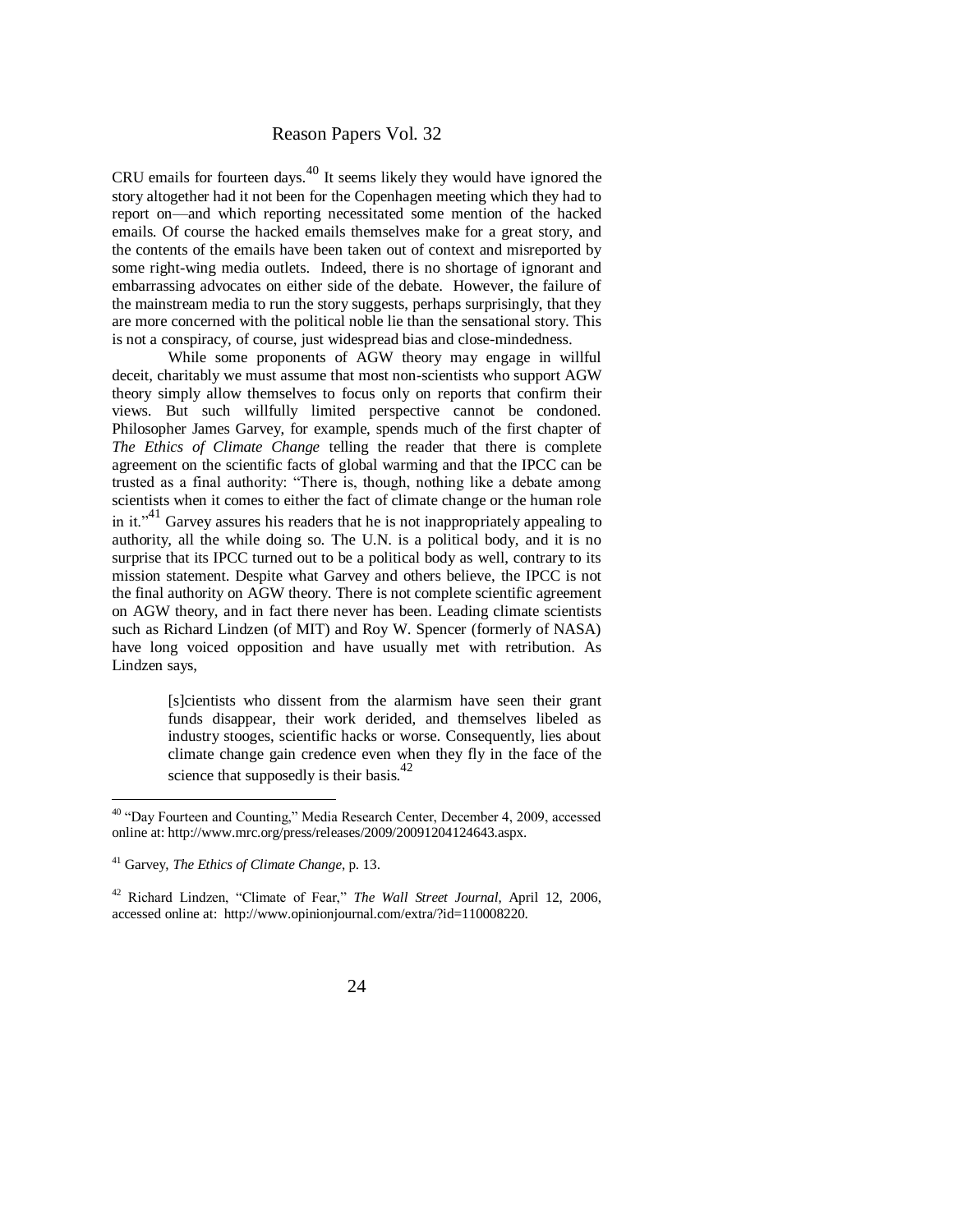CRU emails for fourteen days.[40] It seems likely they would have ignored the story altogether had it not been for the Copenhagen meeting which they had to report on—and which reporting necessitated some mention of the hacked emails. Of course the hacked emails themselves make for a great story, and the contents of the emails have been taken out of context and misreported by some right-wing media outlets. Indeed, there is no shortage of ignorant and embarrassing advocates on either side of the debate. However, the failure of the mainstream media to run the story suggests, perhaps surprisingly, that they are more concerned with the political noble lie than the sensational story. This is not a conspiracy, of course, just widespread bias and close-mindedness.

While some proponents of AGW theory may engage in willful deceit, charitably we must assume that most non-scientists who support AGW theory simply allow themselves to focus only on reports that confirm their views. But such willfully limited perspective cannot be condoned. Philosopher James Garvey, for example, spends much of the first chapter of *The Ethics of Climate Change* telling the reader that there is complete agreement on the scientific facts of global warming and that the IPCC can be trusted as a final authority: "There is, though, nothing like a debate among scientists when it comes to either the fact of climate change or the human role in it."[41] Garvey assures his readers that he is not inappropriately appealing to authority, all the while doing so. The U.N. is a political body, and it is no surprise that its IPCC turned out to be a political body as well, contrary to its mission statement. Despite what Garvey and others believe, the IPCC is not the final authority on AGW theory. There is not complete scientific agreement on AGW theory, and in fact there never has been. Leading climate scientists such as Richard Lindzen (of MIT) and Roy W. Spencer (formerly of NASA) have long voiced opposition and have usually met with retribution. As Lindzen says,

> [s]cientists who dissent from the alarmism have seen their grant funds disappear, their work derided, and themselves libeled as industry stooges, scientific hacks or worse. Consequently, lies about climate change gain credence even when they fly in the face of the science that supposedly is their basis.[42]

---

[40] "Day Fourteen and Counting," Media Research Center, December 4, 2009, accessed online at: http://www.mrc.org/press/releases/2009/20091204124643.aspx.

[41] Garvey, *The Ethics of Climate Change*, p. 13.

[42] Richard Lindzen, "Climate of Fear," *The Wall Street Journal*, April 12, 2006, accessed online at: http://www.opinionjournal.com/extra/?id=110008220.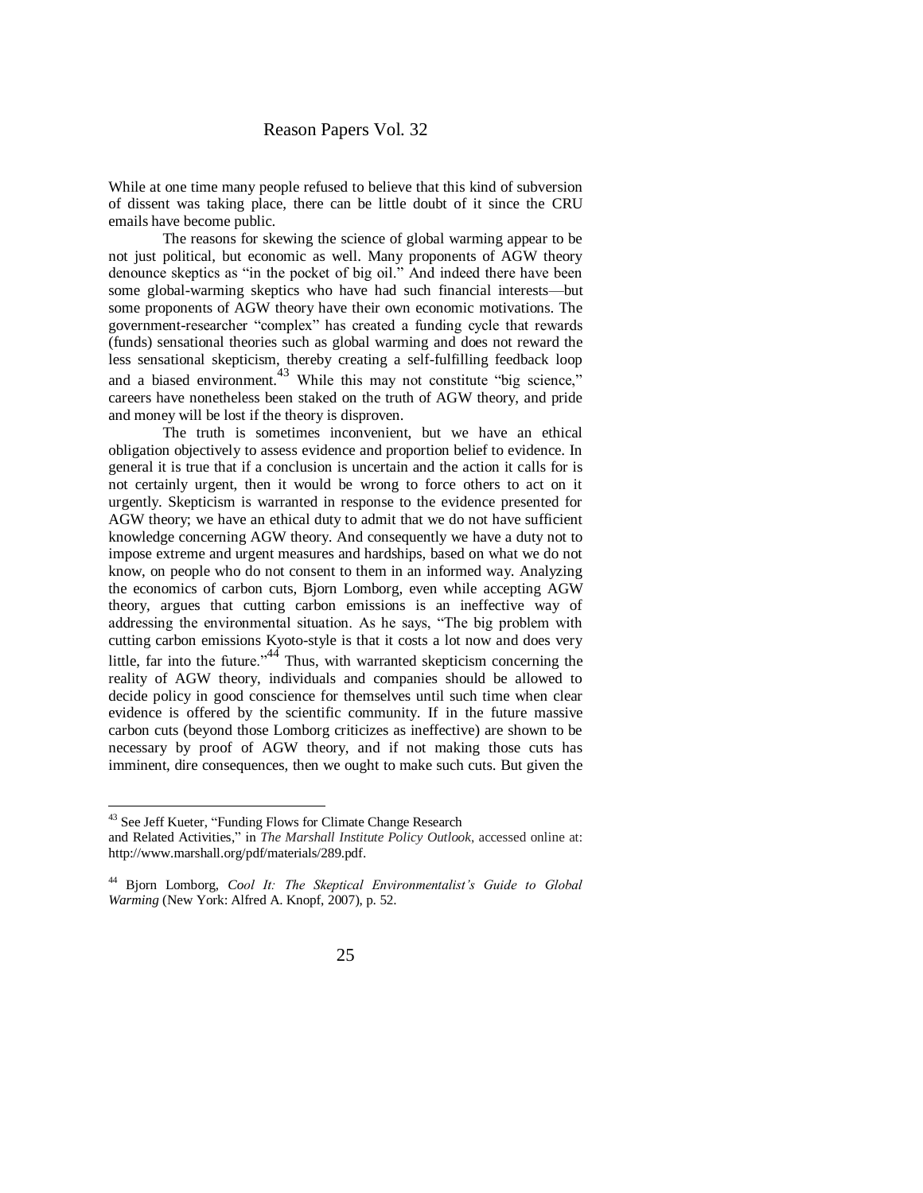While at one time many people refused to believe that this kind of subversion of dissent was taking place, there can be little doubt of it since the CRU emails have become public.

The reasons for skewing the science of global warming appear to be not just political, but economic as well. Many proponents of AGW theory denounce skeptics as "in the pocket of big oil." And indeed there have been some global-warming skeptics who have had such financial interests—but some proponents of AGW theory have their own economic motivations. The government-researcher "complex" has created a funding cycle that rewards (funds) sensational theories such as global warming and does not reward the less sensational skepticism, thereby creating a self-fulfilling feedback loop and a biased environment.[43] While this may not constitute "big science," careers have nonetheless been staked on the truth of AGW theory, and pride and money will be lost if the theory is disproven.

The truth is sometimes inconvenient, but we have an ethical obligation objectively to assess evidence and proportion belief to evidence. In general it is true that if a conclusion is uncertain and the action it calls for is not certainly urgent, then it would be wrong to force others to act on it urgently. Skepticism is warranted in response to the evidence presented for AGW theory; we have an ethical duty to admit that we do not have sufficient knowledge concerning AGW theory. And consequently we have a duty not to impose extreme and urgent measures and hardships, based on what we do not know, on people who do not consent to them in an informed way. Analyzing the economics of carbon cuts, Bjorn Lomborg, even while accepting AGW theory, argues that cutting carbon emissions is an ineffective way of addressing the environmental situation. As he says, "The big problem with cutting carbon emissions Kyoto-style is that it costs a lot now and does very little, far into the future."[44] Thus, with warranted skepticism concerning the reality of AGW theory, individuals and companies should be allowed to decide policy in good conscience for themselves until such time when clear evidence is offered by the scientific community. If in the future massive carbon cuts (beyond those Lomborg criticizes as ineffective) are shown to be necessary by proof of AGW theory, and if not making those cuts has imminent, dire consequences, then we ought to make such cuts. But given the

---

[43] See Jeff Kueter, "Funding Flows for Climate Change Research and Related Activities," in *The Marshall Institute Policy Outlook*, accessed online at: http://www.marshall.org/pdf/materials/289.pdf.

[44] Bjorn Lomborg, *Cool It: The Skeptical Environmentalist's Guide to Global Warming* (New York: Alfred A. Knopf, 2007), p. 52.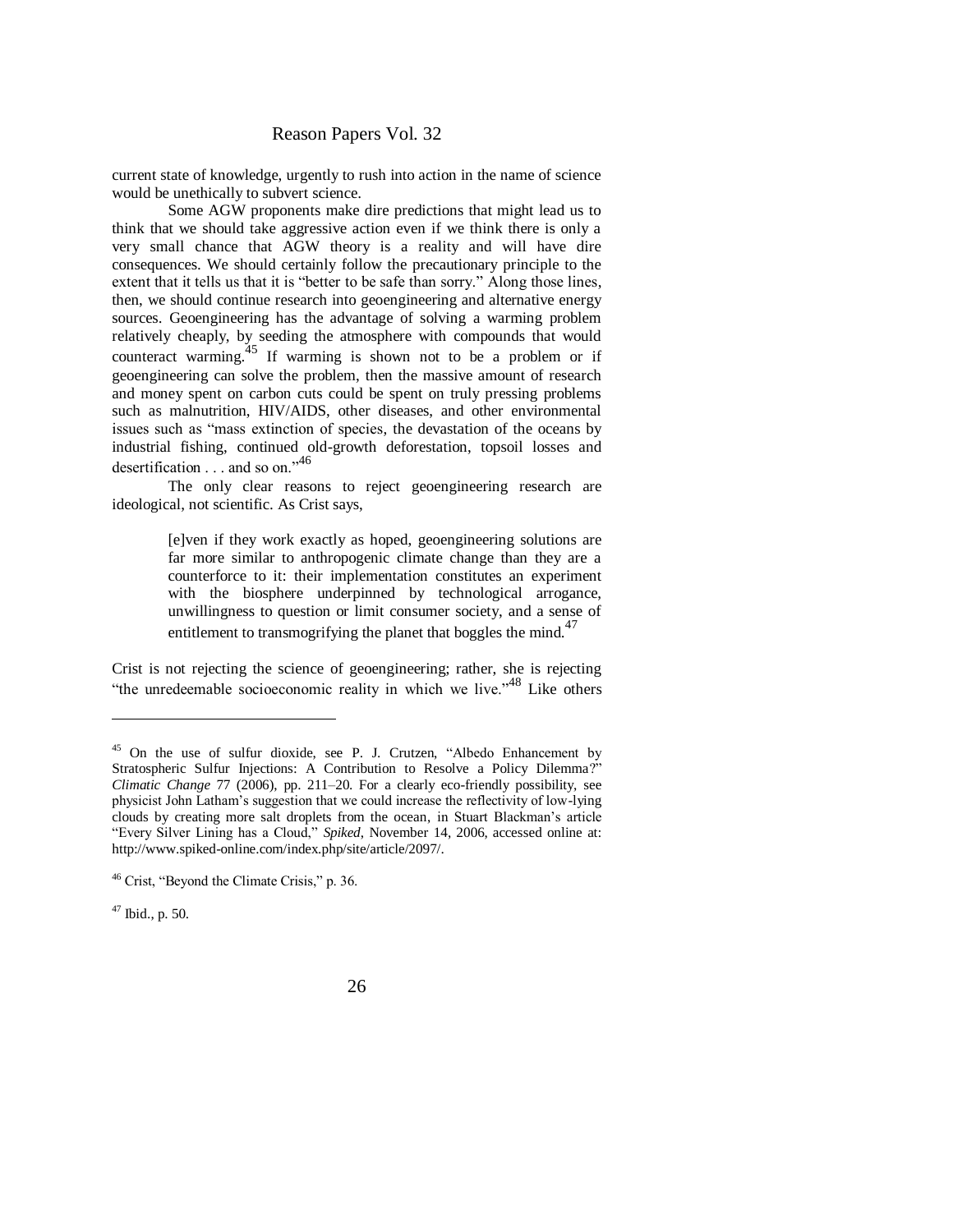current state of knowledge, urgently to rush into action in the name of science would be unethically to subvert science.

Some AGW proponents make dire predictions that might lead us to think that we should take aggressive action even if we think there is only a very small chance that AGW theory is a reality and will have dire consequences. We should certainly follow the precautionary principle to the extent that it tells us that it is "better to be safe than sorry." Along those lines, then, we should continue research into geoengineering and alternative energy sources. Geoengineering has the advantage of solving a warming problem relatively cheaply, by seeding the atmosphere with compounds that would counteract warming.[45] If warming is shown not to be a problem or if geoengineering can solve the problem, then the massive amount of research and money spent on carbon cuts could be spent on truly pressing problems such as malnutrition, HIV/AIDS, other diseases, and other environmental issues such as "mass extinction of species, the devastation of the oceans by industrial fishing, continued old-growth deforestation, topsoil losses and desertification . . . and so on."[46]

The only clear reasons to reject geoengineering research are ideological, not scientific. As Crist says,

> [e]ven if they work exactly as hoped, geoengineering solutions are far more similar to anthropogenic climate change than they are a counterforce to it: their implementation constitutes an experiment with the biosphere underpinned by technological arrogance, unwillingness to question or limit consumer society, and a sense of entitlement to transmogrifying the planet that boggles the mind.[47]

Crist is not rejecting the science of geoengineering; rather, she is rejecting "the unredeemable socioeconomic reality in which we live."[48] Like others

---

[45] On the use of sulfur dioxide, see P. J. Crutzen, "Albedo Enhancement by Stratospheric Sulfur Injections: A Contribution to Resolve a Policy Dilemma?" *Climatic Change* 77 (2006), pp. 211–20. For a clearly eco-friendly possibility, see physicist John Latham's suggestion that we could increase the reflectivity of low-lying clouds by creating more salt droplets from the ocean, in Stuart Blackman's article "Every Silver Lining has a Cloud," *Spiked*, November 14, 2006, accessed online at: http://www.spiked-online.com/index.php/site/article/2097/.

[46] Crist, "Beyond the Climate Crisis," p. 36.

[47] Ibid., p. 50.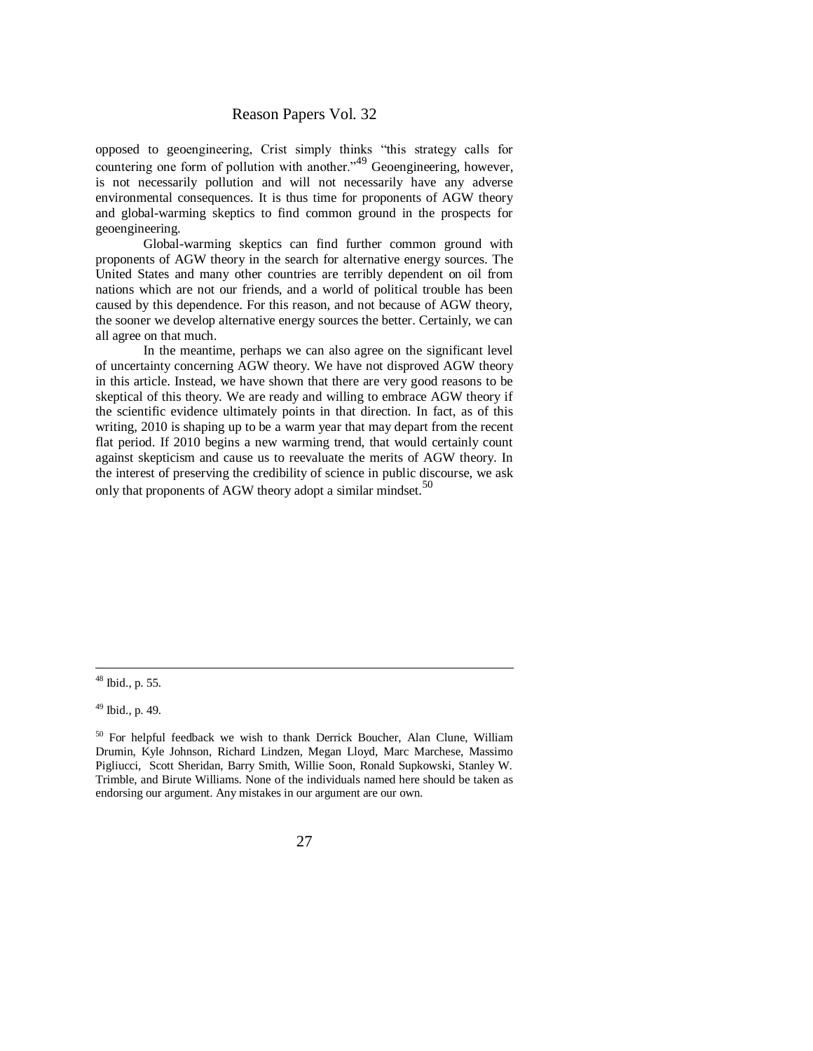opposed to geoengineering, Crist simply thinks "this strategy calls for countering one form of pollution with another."[49] Geoengineering, however, is not necessarily pollution and will not necessarily have any adverse environmental consequences. It is thus time for proponents of AGW theory and global-warming skeptics to find common ground in the prospects for geoengineering.

Global-warming skeptics can find further common ground with proponents of AGW theory in the search for alternative energy sources. The United States and many other countries are terribly dependent on oil from nations which are not our friends, and a world of political trouble has been caused by this dependence. For this reason, and not because of AGW theory, the sooner we develop alternative energy sources the better. Certainly, we can all agree on that much.

In the meantime, perhaps we can also agree on the significant level of uncertainty concerning AGW theory. We have not disproved AGW theory in this article. Instead, we have shown that there are very good reasons to be skeptical of this theory. We are ready and willing to embrace AGW theory if the scientific evidence ultimately points in that direction. In fact, as of this writing, 2010 is shaping up to be a warm year that may depart from the recent flat period. If 2010 begins a new warming trend, that would certainly count against skepticism and cause us to reevaluate the merits of AGW theory. In the interest of preserving the credibility of science in public discourse, we ask only that proponents of AGW theory adopt a similar mindset.[50]

---

[48] Ibid., p. 55.

[49] Ibid., p. 49.

[50] For helpful feedback we wish to thank Derrick Boucher, Alan Clune, William Drumin, Kyle Johnson, Richard Lindzen, Megan Lloyd, Marc Marchese, Massimo Pigliucci, Scott Sheridan, Barry Smith, Willie Soon, Ronald Supkowski, Stanley W. Trimble, and Birute Williams. None of the individuals named here should be taken as endorsing our argument. Any mistakes in our argument are our own.